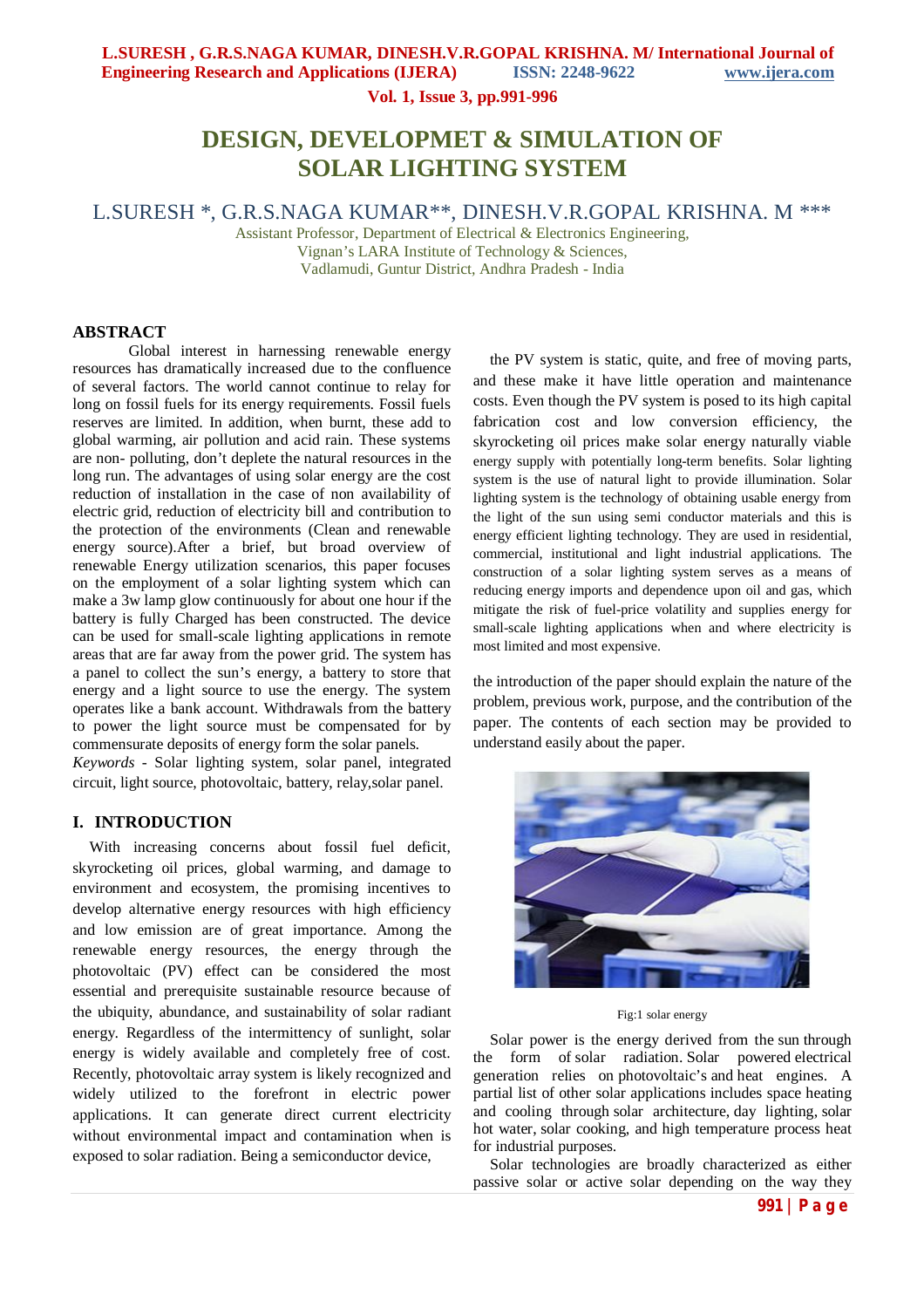# DESIGN, DEVELOPMET & SIMULATION OF SOLAR LIGHTING SYSTEM

L.SURESH *, G.R.S.NAGA KUMAR**, DINESH.V.R.GOPAL KRISHNA. M ***

Assistant Professor, Department of Electrical & Electronics Engineering,
Vignan's LARA Institute of Technology & Sciences,
Vadlamudi, Guntur District, Andhra Pradesh - India

## ABSTRACT

Global interest in harnessing renewable energy resources has dramatically increased due to the confluence of several factors. The world cannot continue to relay for long on fossil fuels for its energy requirements. Fossil fuels reserves are limited. In addition, when burnt, these add to global warming, air pollution and acid rain. These systems are non- polluting, don't deplete the natural resources in the long run. The advantages of using solar energy are the cost reduction of installation in the case of non availability of electric grid, reduction of electricity bill and contribution to the protection of the environments (Clean and renewable energy source).After a brief, but broad overview of renewable Energy utilization scenarios, this paper focuses on the employment of a solar lighting system which can make a 3w lamp glow continuously for about one hour if the battery is fully Charged has been constructed. The device can be used for small-scale lighting applications in remote areas that are far away from the power grid. The system has a panel to collect the sun's energy, a battery to store that energy and a light source to use the energy. The system operates like a bank account. Withdrawals from the battery to power the light source must be compensated for by commensurate deposits of energy form the solar panels.

*Keywords* - Solar lighting system, solar panel, integrated circuit, light source, photovoltaic, battery, relay,solar panel.

## I. INTRODUCTION

With increasing concerns about fossil fuel deficit, skyrocketing oil prices, global warming, and damage to environment and ecosystem, the promising incentives to develop alternative energy resources with high efficiency and low emission are of great importance. Among the renewable energy resources, the energy through the photovoltaic (PV) effect can be considered the most essential and prerequisite sustainable resource because of the ubiquity, abundance, and sustainability of solar radiant energy. Regardless of the intermittency of sunlight, solar energy is widely available and completely free of cost. Recently, photovoltaic array system is likely recognized and widely utilized to the forefront in electric power applications. It can generate direct current electricity without environmental impact and contamination when is exposed to solar radiation. Being a semiconductor device, the PV system is static, quite, and free of moving parts, and these make it have little operation and maintenance costs. Even though the PV system is posed to its high capital fabrication cost and low conversion efficiency, the skyrocketing oil prices make solar energy naturally viable energy supply with potentially long-term benefits. Solar lighting system is the use of natural light to provide illumination. Solar lighting system is the technology of obtaining usable energy from the light of the sun using semi conductor materials and this is energy efficient lighting technology. They are used in residential, commercial, institutional and light industrial applications. The construction of a solar lighting system serves as a means of reducing energy imports and dependence upon oil and gas, which mitigate the risk of fuel-price volatility and supplies energy for small-scale lighting applications when and where electricity is most limited and most expensive.

the introduction of the paper should explain the nature of the problem, previous work, purpose, and the contribution of the paper. The contents of each section may be provided to understand easily about the paper.

Fig:1 solar energy

Solar power is the energy derived from the sun through the form of solar radiation. Solar powered electrical generation relies on photovoltaic's and heat engines. A partial list of other solar applications includes space heating and cooling through solar architecture, day lighting, solar hot water, solar cooking, and high temperature process heat for industrial purposes.

Solar technologies are broadly characterized as either passive solar or active solar depending on the way they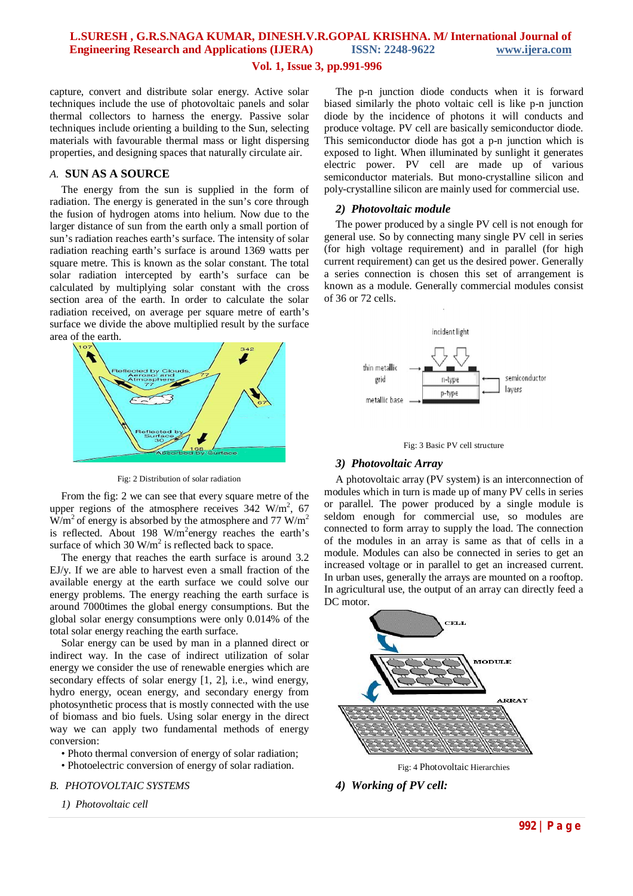capture, convert and distribute solar energy. Active solar techniques include the use of photovoltaic panels and solar thermal collectors to harness the energy. Passive solar techniques include orienting a building to the Sun, selecting materials with favourable thermal mass or light dispersing properties, and designing spaces that naturally circulate air.

### *A.* SUN AS A SOURCE

The energy from the sun is supplied in the form of radiation. The energy is generated in the sun's core through the fusion of hydrogen atoms into helium. Now due to the larger distance of sun from the earth only a small portion of sun's radiation reaches earth's surface. The intensity of solar radiation reaching earth's surface is around 1369 watts per square metre. This is known as the solar constant. The total solar radiation intercepted by earth's surface can be calculated by multiplying solar constant with the cross section area of the earth. In order to calculate the solar radiation received, on average per square metre of earth's surface we divide the above multiplied result by the surface area of the earth.

Fig: 2 Distribution of solar radiation

From the fig: 2 we can see that every square metre of the upper regions of the atmosphere receives 342 W/m$^2$, 67 W/m$^2$ of energy is absorbed by the atmosphere and 77 W/m$^2$ is reflected. About 198 W/m$^2$energy reaches the earth's surface of which 30 W/m$^2$ is reflected back to space.

The energy that reaches the earth surface is around 3.2 EJ/y. If we are able to harvest even a small fraction of the available energy at the earth surface we could solve our energy problems. The energy reaching the earth surface is around 7000times the global energy consumptions. But the global solar energy consumptions were only 0.014% of the total solar energy reaching the earth surface.

Solar energy can be used by man in a planned direct or indirect way. In the case of indirect utilization of solar energy we consider the use of renewable energies which are secondary effects of solar energy [1, 2], i.e., wind energy, hydro energy, ocean energy, and secondary energy from photosynthetic process that is mostly connected with the use of biomass and bio fuels. Using solar energy in the direct way we can apply two fundamental methods of energy conversion:

- Photo thermal conversion of energy of solar radiation;
- Photoelectric conversion of energy of solar radiation.

### *B. PHOTOVOLTAIC SYSTEMS*

#### *1) Photovoltaic cell*

The p-n junction diode conducts when it is forward biased similarly the photo voltaic cell is like p-n junction diode by the incidence of photons it will conducts and produce voltage. PV cell are basically semiconductor diode. This semiconductor diode has got a p-n junction which is exposed to light. When illuminated by sunlight it generates electric power. PV cell are made up of various semiconductor materials. But mono-crystalline silicon and poly-crystalline silicon are mainly used for commercial use.

#### *2) Photovoltaic module*

The power produced by a single PV cell is not enough for general use. So by connecting many single PV cell in series (for high voltage requirement) and in parallel (for high current requirement) can get us the desired power. Generally a series connection is chosen this set of arrangement is known as a module. Generally commercial modules consist of 36 or 72 cells.

Fig: 3 Basic PV cell structure

#### *3) Photovoltaic Array*

A photovoltaic array (PV system) is an interconnection of modules which in turn is made up of many PV cells in series or parallel. The power produced by a single module is seldom enough for commercial use, so modules are connected to form array to supply the load. The connection of the modules in an array is same as that of cells in a module. Modules can also be connected in series to get an increased voltage or in parallel to get an increased current. In urban uses, generally the arrays are mounted on a rooftop. In agricultural use, the output of an array can directly feed a DC motor.

Fig: 4 Photovoltaic Hierarchies

#### *4) Working of PV cell:*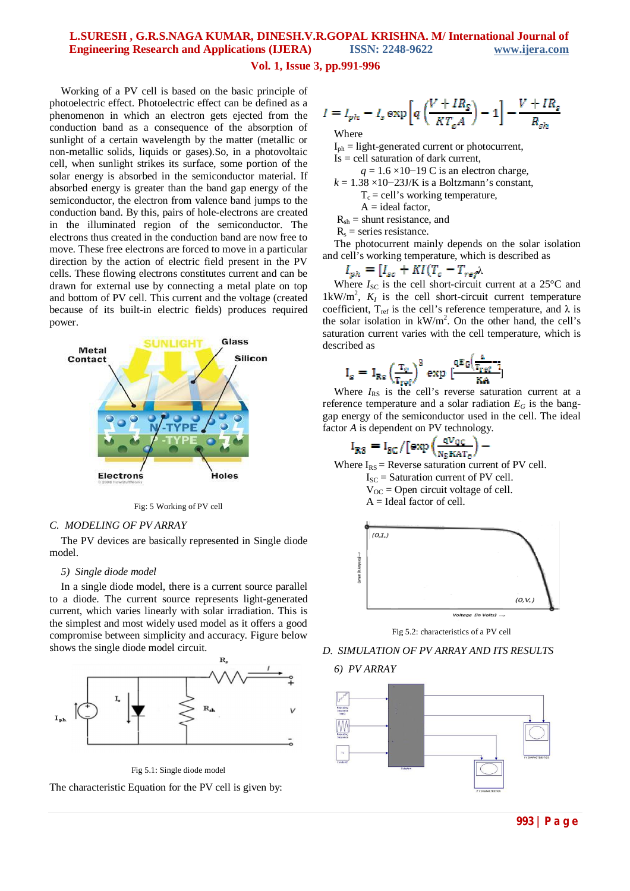Working of a PV cell is based on the basic principle of photoelectric effect. Photoelectric effect can be defined as a phenomenon in which an electron gets ejected from the conduction band as a consequence of the absorption of sunlight of a certain wavelength by the matter (metallic or non-metallic solids, liquids or gases).So, in a photovoltaic cell, when sunlight strikes its surface, some portion of the solar energy is absorbed in the semiconductor material. If absorbed energy is greater than the band gap energy of the semiconductor, the electron from valence band jumps to the conduction band. By this, pairs of hole-electrons are created in the illuminated region of the semiconductor. The electrons thus created in the conduction band are now free to move. These free electrons are forced to move in a particular direction by the action of electric field present in the PV cells. These flowing electrons constitutes current and can be drawn for external use by connecting a metal plate on top and bottom of PV cell. This current and the voltage (created because of its built-in electric fields) produces required power.

Fig: 5 Working of PV cell

### C. MODELING OF PV ARRAY

The PV devices are basically represented in Single diode model.

#### 5) Single diode model

In a single diode model, there is a current source parallel to a diode. The current source represents light-generated current, which varies linearly with solar irradiation. This is the simplest and most widely used model as it offers a good compromise between simplicity and accuracy. Figure below shows the single diode model circuit.

Fig 5.1: Single diode model

The characteristic Equation for the PV cell is given by:

$$I = I_{ph} - I_s \exp\left[q\left(\frac{V + IR_S}{KT_c A}\right) - 1\right] - \frac{V + IR_s}{R_{sh}}$$

Where

$I_{ph}$ = light-generated current or photocurrent,
Is = cell saturation of dark current,
$q$ = 1.6 ×10−19 C is an electron charge,
$k$ = 1.38 ×10−23J/K is a Boltzmann's constant,
$T_c$ = cell's working temperature,
A = ideal factor,
$R_{sh}$ = shunt resistance, and
$R_s$ = series resistance.

The photocurrent mainly depends on the solar isolation and cell's working temperature, which is described as

$$I_{ph} = [I_{sc} + KI(T_c - T_{ref})]\lambda$$

Where $I_{SC}$ is the cell short-circuit current at a 25°C and 1kW/m$^2$, $K_I$ is the cell short-circuit current temperature coefficient, $T_{ref}$ is the cell's reference temperature, and λ is the cell isolation in kW/m$^2$. On the other hand, the cell's saturation current varies with the cell temperature, which is described as

$$I_s = I_{RS}\left(\frac{T_c}{T_{ref}}\right)^3 \exp\left[\frac{qE_G\left(\frac{1}{T_{ref}} - \frac{1}{T_c}\right)}{KA}\right]$$

Where $I_{RS}$ is the cell's reverse saturation current at a reference temperature and a solar radiation $E_G$ is the bang-gap energy of the semiconductor used in the cell. The ideal factor $A$ is dependent on PV technology.

$$I_{RS} = I_{SC} / \left[\exp\left(\frac{qV_{OC}}{N_S KAT_C}\right) - 1\right]$$

Where $I_{RS}$ = Reverse saturation current of PV cell.
$I_{SC}$ = Saturation current of PV cell.
$V_{OC}$ = Open circuit voltage of cell.
A = Ideal factor of cell.

Fig 5.2: characteristics of a PV cell

### D. SIMULATION OF PV ARRAY AND ITS RESULTS

#### 6) PV ARRAY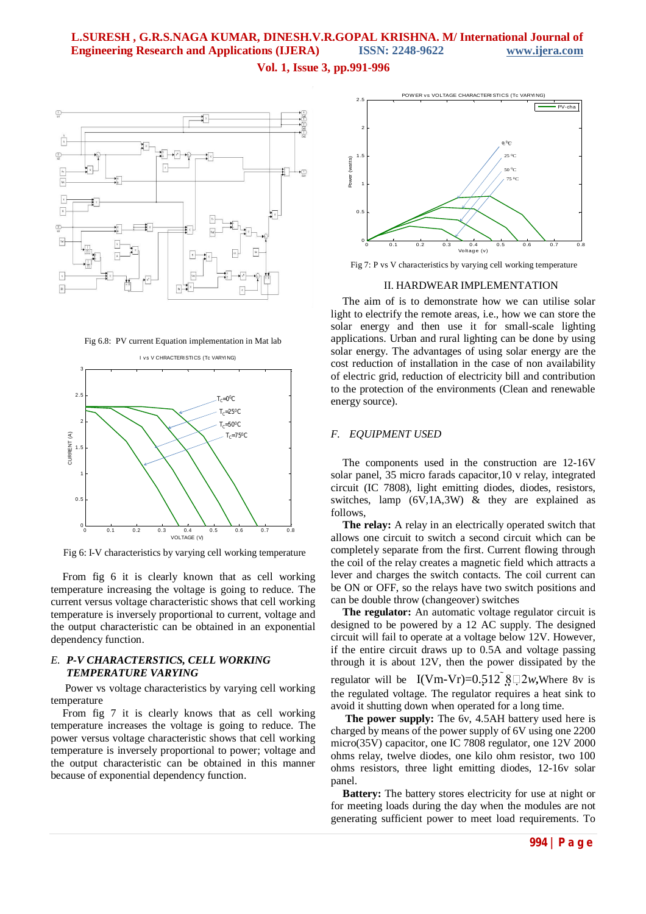Fig 6.8: PV current Equation implementation in Mat lab

Fig 6: I-V characteristics by varying cell working temperature

From fig 6 it is clearly known that as cell working temperature increasing the voltage is going to reduce. The current versus voltage characteristic shows that cell working temperature is inversely proportional to current, voltage and the output characteristic can be obtained in an exponential dependency function.

*E. **P-V CHARACTERSTICS, CELL WORKING TEMPERATURE VARYING***

Power vs voltage characteristics by varying cell working temperature

From fig 7 it is clearly knows that as cell working temperature increases the voltage is going to reduce. The power versus voltage characteristic shows that cell working temperature is inversely proportional to power; voltage and the output characteristic can be obtained in this manner because of exponential dependency function.

Fig 7: P vs V characteristics by varying cell working temperature

## II. HARDWEAR IMPLEMENTATION

The aim of is to demonstrate how we can utilise solar light to electrify the remote areas, i.e., how we can store the solar energy and then use it for small-scale lighting applications. Urban and rural lighting can be done by using solar energy. The advantages of using solar energy are the cost reduction of installation in the case of non availability of electric grid, reduction of electricity bill and contribution to the protection of the environments (Clean and renewable energy source).

*F. EQUIPMENT USED*

The components used in the construction are 12-16V solar panel, 35 micro farads capacitor,10 v relay, integrated circuit (IC 7808), light emitting diodes, diodes, resistors, switches, lamp (6V,1A,3W) & they are explained as follows,

**The relay:** A relay in an electrically operated switch that allows one circuit to switch a second circuit which can be completely separate from the first. Current flowing through the coil of the relay creates a magnetic field which attracts a lever and charges the switch contacts. The coil current can be ON or OFF, so the relays have two switch positions and can be double throw (changeover) switches

**The regulator:** An automatic voltage regulator circuit is designed to be powered by a 12 AC supply. The designed circuit will fail to operate at a voltage below 12V. However, if the entire circuit draws up to 0.5A and voltage passing through it is about 12V, then the power dissipated by the regulator will be I(Vm-Vr)=0.512 8 2*w*,Where 8v is the regulated voltage. The regulator requires a heat sink to avoid it shutting down when operated for a long time.

**The power supply:** The 6v, 4.5AH battery used here is charged by means of the power supply of 6V using one 2200 micro(35V) capacitor, one IC 7808 regulator, one 12V 2000 ohms relay, twelve diodes, one kilo ohm resistor, two 100 ohms resistors, three light emitting diodes, 12-16v solar panel.

**Battery:** The battery stores electricity for use at night or for meeting loads during the day when the modules are not generating sufficient power to meet load requirements. To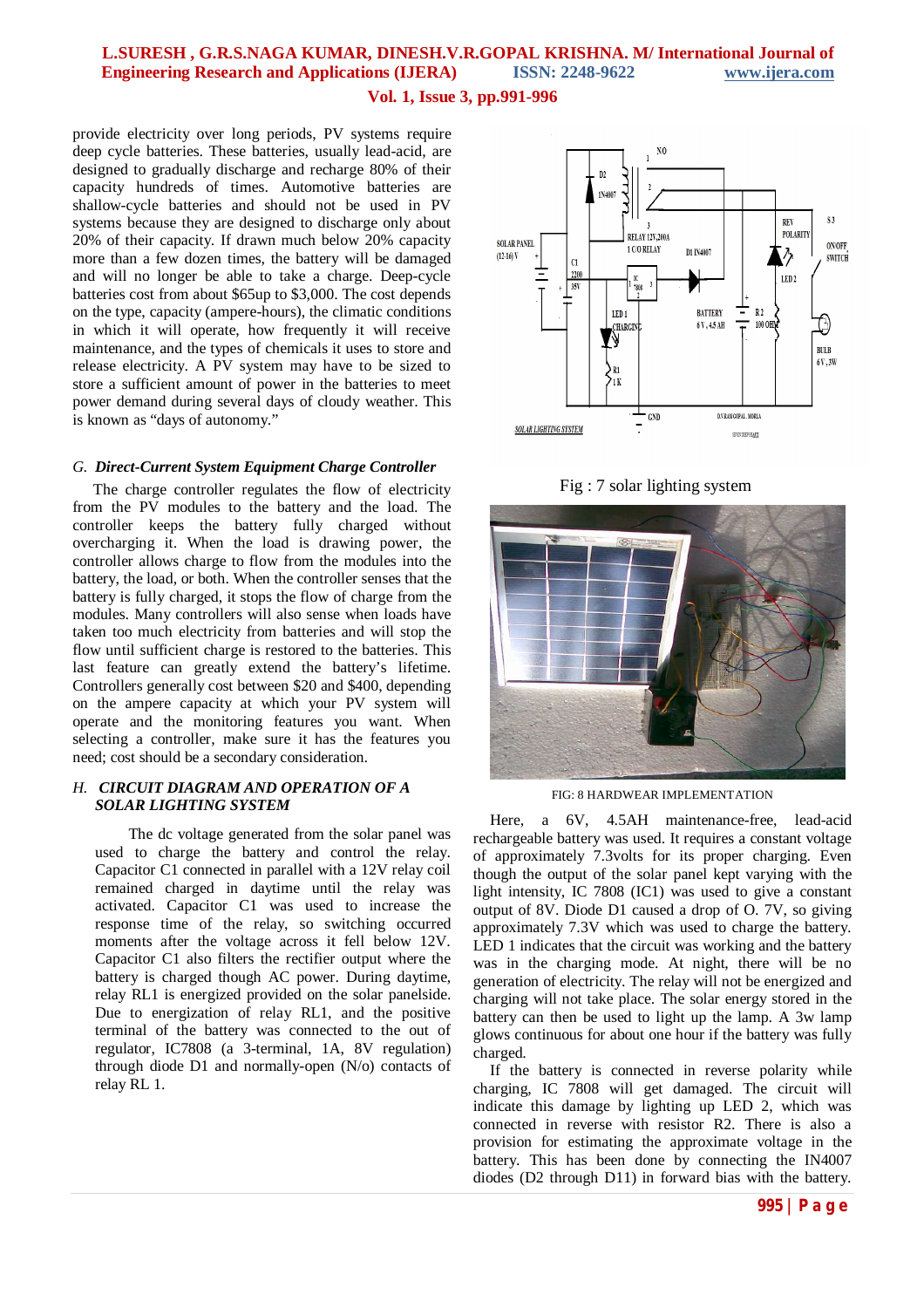provide electricity over long periods, PV systems require deep cycle batteries. These batteries, usually lead-acid, are designed to gradually discharge and recharge 80% of their capacity hundreds of times. Automotive batteries are shallow-cycle batteries and should not be used in PV systems because they are designed to discharge only about 20% of their capacity. If drawn much below 20% capacity more than a few dozen times, the battery will be damaged and will no longer be able to take a charge. Deep-cycle batteries cost from about $65up to $3,000. The cost depends on the type, capacity (ampere-hours), the climatic conditions in which it will operate, how frequently it will receive maintenance, and the types of chemicals it uses to store and release electricity. A PV system may have to be sized to store a sufficient amount of power in the batteries to meet power demand during several days of cloudy weather. This is known as "days of autonomy."

### *G. Direct-Current System Equipment Charge Controller*

The charge controller regulates the flow of electricity from the PV modules to the battery and the load. The controller keeps the battery fully charged without overcharging it. When the load is drawing power, the controller allows charge to flow from the modules into the battery, the load, or both. When the controller senses that the battery is fully charged, it stops the flow of charge from the modules. Many controllers will also sense when loads have taken too much electricity from batteries and will stop the flow until sufficient charge is restored to the batteries. This last feature can greatly extend the battery's lifetime. Controllers generally cost between $20 and $400, depending on the ampere capacity at which your PV system will operate and the monitoring features you want. When selecting a controller, make sure it has the features you need; cost should be a secondary consideration.

### *H. CIRCUIT DIAGRAM AND OPERATION OF A SOLAR LIGHTING SYSTEM*

The dc voltage generated from the solar panel was used to charge the battery and control the relay. Capacitor C1 connected in parallel with a 12V relay coil remained charged in daytime until the relay was activated. Capacitor C1 was used to increase the response time of the relay, so switching occurred moments after the voltage across it fell below 12V. Capacitor C1 also filters the rectifier output where the battery is charged though AC power. During daytime, relay RL1 is energized provided on the solar panelside. Due to energization of relay RL1, and the positive terminal of the battery was connected to the out of regulator, IC7808 (a 3-terminal, 1A, 8V regulation) through diode D1 and normally-open (N/o) contacts of relay RL 1.

Fig : 7 solar lighting system

FIG: 8 HARDWEAR IMPLEMENTATION

Here, a 6V, 4.5AH maintenance-free, lead-acid rechargeable battery was used. It requires a constant voltage of approximately 7.3volts for its proper charging. Even though the output of the solar panel kept varying with the light intensity, IC 7808 (IC1) was used to give a constant output of 8V. Diode D1 caused a drop of O. 7V, so giving approximately 7.3V which was used to charge the battery. LED 1 indicates that the circuit was working and the battery was in the charging mode. At night, there will be no generation of electricity. The relay will not be energized and charging will not take place. The solar energy stored in the battery can then be used to light up the lamp. A 3w lamp glows continuous for about one hour if the battery was fully charged.

If the battery is connected in reverse polarity while charging, IC 7808 will get damaged. The circuit will indicate this damage by lighting up LED 2, which was connected in reverse with resistor R2. There is also a provision for estimating the approximate voltage in the battery. This has been done by connecting the IN4007 diodes (D2 through D11) in forward bias with the battery.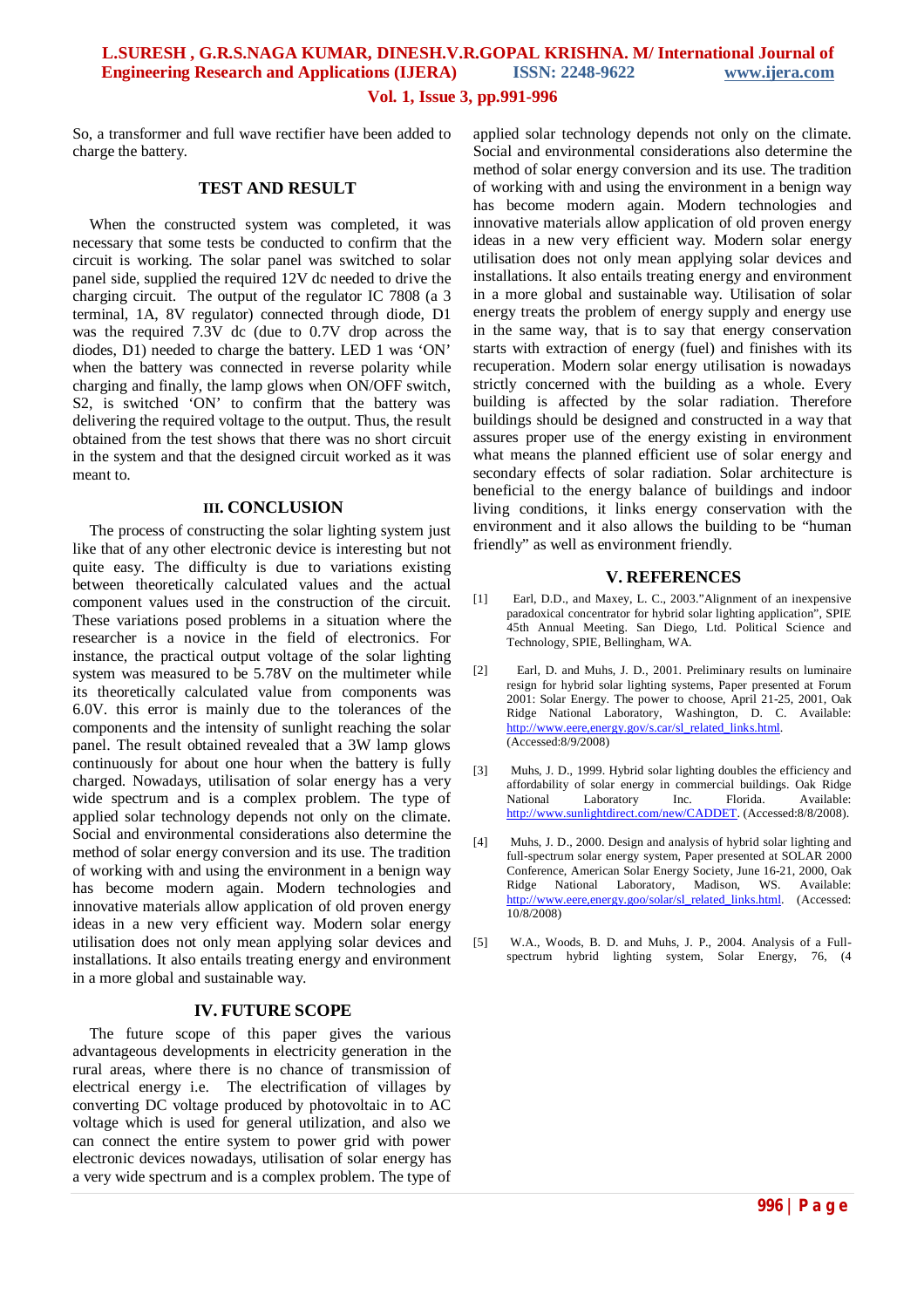So, a transformer and full wave rectifier have been added to charge the battery.

## TEST AND RESULT

When the constructed system was completed, it was necessary that some tests be conducted to confirm that the circuit is working. The solar panel was switched to solar panel side, supplied the required 12V dc needed to drive the charging circuit. The output of the regulator IC 7808 (a 3 terminal, 1A, 8V regulator) connected through diode, D1 was the required 7.3V dc (due to 0.7V drop across the diodes, D1) needed to charge the battery. LED 1 was 'ON' when the battery was connected in reverse polarity while charging and finally, the lamp glows when ON/OFF switch, S2, is switched 'ON' to confirm that the battery was delivering the required voltage to the output. Thus, the result obtained from the test shows that there was no short circuit in the system and that the designed circuit worked as it was meant to.

## III. CONCLUSION

The process of constructing the solar lighting system just like that of any other electronic device is interesting but not quite easy. The difficulty is due to variations existing between theoretically calculated values and the actual component values used in the construction of the circuit. These variations posed problems in a situation where the researcher is a novice in the field of electronics. For instance, the practical output voltage of the solar lighting system was measured to be 5.78V on the multimeter while its theoretically calculated value from components was 6.0V. this error is mainly due to the tolerances of the components and the intensity of sunlight reaching the solar panel. The result obtained revealed that a 3W lamp glows continuously for about one hour when the battery is fully charged. Nowadays, utilisation of solar energy has a very wide spectrum and is a complex problem. The type of applied solar technology depends not only on the climate. Social and environmental considerations also determine the method of solar energy conversion and its use. The tradition of working with and using the environment in a benign way has become modern again. Modern technologies and innovative materials allow application of old proven energy ideas in a new very efficient way. Modern solar energy utilisation does not only mean applying solar devices and installations. It also entails treating energy and environment in a more global and sustainable way.

## IV. FUTURE SCOPE

The future scope of this paper gives the various advantageous developments in electricity generation in the rural areas, where there is no chance of transmission of electrical energy i.e. The electrification of villages by converting DC voltage produced by photovoltaic in to AC voltage which is used for general utilization, and also we can connect the entire system to power grid with power electronic devices nowadays, utilisation of solar energy has a very wide spectrum and is a complex problem. The type of applied solar technology depends not only on the climate. Social and environmental considerations also determine the method of solar energy conversion and its use. The tradition of working with and using the environment in a benign way has become modern again. Modern technologies and innovative materials allow application of old proven energy ideas in a new very efficient way. Modern solar energy utilisation does not only mean applying solar devices and installations. It also entails treating energy and environment in a more global and sustainable way. Utilisation of solar energy treats the problem of energy supply and energy use in the same way, that is to say that energy conservation starts with extraction of energy (fuel) and finishes with its recuperation. Modern solar energy utilisation is nowadays strictly concerned with the building as a whole. Every building is affected by the solar radiation. Therefore buildings should be designed and constructed in a way that assures proper use of the energy existing in environment what means the planned efficient use of solar energy and secondary effects of solar radiation. Solar architecture is beneficial to the energy balance of buildings and indoor living conditions, it links energy conservation with the environment and it also allows the building to be "human friendly" as well as environment friendly.

## V. REFERENCES

[1] Earl, D.D., and Maxey, L. C., 2003."Alignment of an inexpensive paradoxical concentrator for hybrid solar lighting application", SPIE 45th Annual Meeting. San Diego, Ltd. Political Science and Technology, SPIE, Bellingham, WA.

[2] Earl, D. and Muhs, J. D., 2001. Preliminary results on luminaire resign for hybrid solar lighting systems, Paper presented at Forum 2001: Solar Energy. The power to choose, April 21-25, 2001, Oak Ridge National Laboratory, Washington, D. C. Available: http://www.eere,energy.gov/s.car/sl_related_links.html. (Accessed:8/9/2008)

[3] Muhs, J. D., 1999. Hybrid solar lighting doubles the efficiency and affordability of solar energy in commercial buildings. Oak Ridge National Laboratory Inc. Florida. Available: http://www.sunlightdirect.com/new/CADDET. (Accessed:8/8/2008).

[4] Muhs, J. D., 2000. Design and analysis of hybrid solar lighting and full-spectrum solar energy system, Paper presented at SOLAR 2000 Conference, American Solar Energy Society, June 16-21, 2000, Oak Ridge National Laboratory, Madison, WS. Available: http://www.eere,energy.goo/solar/sl_related_links.html. (Accessed: 10/8/2008)

[5] W.A., Woods, B. D. and Muhs, J. P., 2004. Analysis of a Full-spectrum hybrid lighting system, Solar Energy, 76, (4